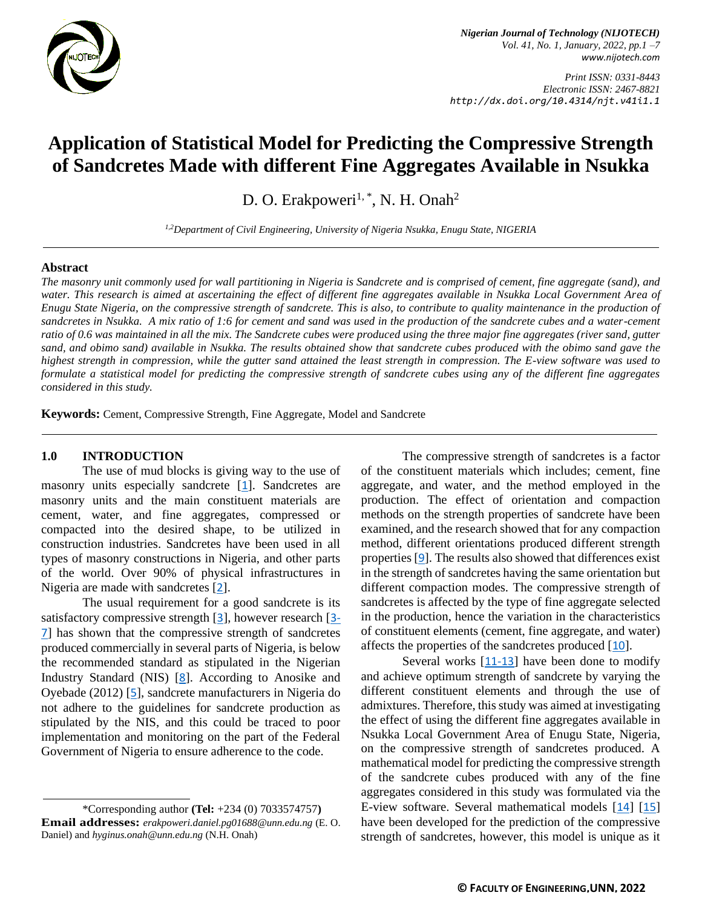# Application of Statistical Model for Predicting the Compressive Strength of Sandcretes Made with different Fine Aggregates Available in Nsukka

D. O. Erakpoweri[1,*], N. H. Onah[2]

[1,2]Department of Civil Engineering, University of Nigeria Nsukka, Enugu State, NIGERIA

## Abstract

*The masonry unit commonly used for wall partitioning in Nigeria is Sandcrete and is comprised of cement, fine aggregate (sand), and water. This research is aimed at ascertaining the effect of different fine aggregates available in Nsukka Local Government Area of Enugu State Nigeria, on the compressive strength of sandcrete. This is also, to contribute to quality maintenance in the production of sandcretes in Nsukka. A mix ratio of 1:6 for cement and sand was used in the production of the sandcrete cubes and a water-cement ratio of 0.6 was maintained in all the mix. The Sandcrete cubes were produced using the three major fine aggregates (river sand, gutter sand, and obimo sand) available in Nsukka. The results obtained show that sandcrete cubes produced with the obimo sand gave the highest strength in compression, while the gutter sand attained the least strength in compression. The E-view software was used to formulate a statistical model for predicting the compressive strength of sandcrete cubes using any of the different fine aggregates considered in this study.*

**Keywords:** Cement, Compressive Strength, Fine Aggregate, Model and Sandcrete

## 1.0 INTRODUCTION

The use of mud blocks is giving way to the use of masonry units especially sandcrete [1]. Sandcretes are masonry units and the main constituent materials are cement, water, and fine aggregates, compressed or compacted into the desired shape, to be utilized in construction industries. Sandcretes have been used in all types of masonry constructions in Nigeria, and other parts of the world. Over 90% of physical infrastructures in Nigeria are made with sandcretes [2].

The usual requirement for a good sandcrete is its satisfactory compressive strength [3], however research [3-7] has shown that the compressive strength of sandcretes produced commercially in several parts of Nigeria, is below the recommended standard as stipulated in the Nigerian Industry Standard (NIS) [8]. According to Anosike and Oyebade (2012) [5], sandcrete manufacturers in Nigeria do not adhere to the guidelines for sandcrete production as stipulated by the NIS, and this could be traced to poor implementation and monitoring on the part of the Federal Government of Nigeria to ensure adherence to the code.

The compressive strength of sandcretes is a factor of the constituent materials which includes; cement, fine aggregate, and water, and the method employed in the production. The effect of orientation and compaction methods on the strength properties of sandcrete have been examined, and the research showed that for any compaction method, different orientations produced different strength properties [9]. The results also showed that differences exist in the strength of sandcretes having the same orientation but different compaction modes. The compressive strength of sandcretes is affected by the type of fine aggregate selected in the production, hence the variation in the characteristics of constituent elements (cement, fine aggregate, and water) affects the properties of the sandcretes produced [10].

Several works [11-13] have been done to modify and achieve optimum strength of sandcrete by varying the different constituent elements and through the use of admixtures. Therefore, this study was aimed at investigating the effect of using the different fine aggregates available in Nsukka Local Government Area of Enugu State, Nigeria, on the compressive strength of sandcretes produced. A mathematical model for predicting the compressive strength of the sandcrete cubes produced with any of the fine aggregates considered in this study was formulated via the E-view software. Several mathematical models [14] [15] have been developed for the prediction of the compressive strength of sandcretes, however, this model is unique as it

---

*Corresponding author **(Tel:** +234 (0) 7033574757**)**

**Email addresses:** *erakpoweri.daniel.pg01688@unn.edu.ng* (E. O. Daniel) and *hyginus.onah@unn.edu.ng* (N.H. Onah)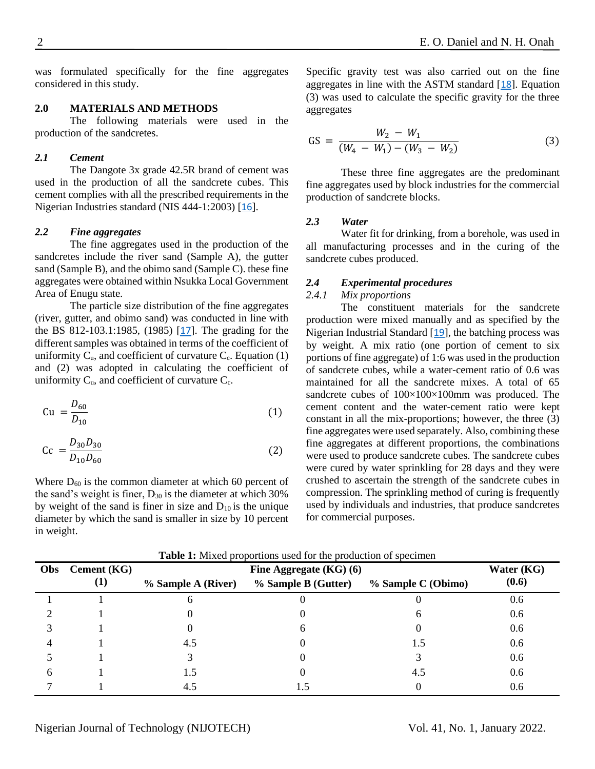was formulated specifically for the fine aggregates considered in this study.

## 2.0 MATERIALS AND METHODS

The following materials were used in the production of the sandcretes.

### *2.1 Cement*

The Dangote 3x grade 42.5R brand of cement was used in the production of all the sandcrete cubes. This cement complies with all the prescribed requirements in the Nigerian Industries standard (NIS 444-1:2003) [16].

### *2.2 Fine aggregates*

The fine aggregates used in the production of the sandcretes include the river sand (Sample A), the gutter sand (Sample B), and the obimo sand (Sample C). these fine aggregates were obtained within Nsukka Local Government Area of Enugu state.

The particle size distribution of the fine aggregates (river, gutter, and obimo sand) was conducted in line with the BS 812-103.1:1985, (1985) [17]. The grading for the different samples was obtained in terms of the coefficient of uniformity $C_u$, and coefficient of curvature $C_c$. Equation (1) and (2) was adopted in calculating the coefficient of uniformity $C_u$, and coefficient of curvature $C_c$.

$$\text{Cu} = \frac{D_{60}}{D_{10}} \quad (1)$$

$$\text{Cc} = \frac{D_{30}D_{30}}{D_{10}D_{60}} \quad (2)$$

Where $D_{60}$ is the common diameter at which 60 percent of the sand's weight is finer, $D_{30}$ is the diameter at which 30% by weight of the sand is finer in size and $D_{10}$ is the unique diameter by which the sand is smaller in size by 10 percent in weight.

Specific gravity test was also carried out on the fine aggregates in line with the ASTM standard [18]. Equation (3) was used to calculate the specific gravity for the three aggregates

$$\text{GS} = \frac{W_2 - W_1}{(W_4 - W_1) - (W_3 - W_2)} \quad (3)$$

These three fine aggregates are the predominant fine aggregates used by block industries for the commercial production of sandcrete blocks.

### *2.3 Water*

Water fit for drinking, from a borehole, was used in all manufacturing processes and in the curing of the sandcrete cubes produced.

### *2.4 Experimental procedures*

#### *2.4.1 Mix proportions*

The constituent materials for the sandcrete production were mixed manually and as specified by the Nigerian Industrial Standard [19], the batching process was by weight. A mix ratio (one portion of cement to six portions of fine aggregate) of 1:6 was used in the production of sandcrete cubes, while a water-cement ratio of 0.6 was maintained for all the sandcrete mixes. A total of 65 sandcrete cubes of 100×100×100mm was produced. The cement content and the water-cement ratio were kept constant in all the mix-proportions; however, the three (3) fine aggregates were used separately. Also, combining these fine aggregates at different proportions, the combinations were used to produce sandcrete cubes. The sandcrete cubes were cured by water sprinkling for 28 days and they were crushed to ascertain the strength of the sandcrete cubes in compression. The sprinkling method of curing is frequently used by individuals and industries, that produce sandcretes for commercial purposes.

**Table 1:** Mixed proportions used for the production of specimen

| Obs | Cement (KG) (1) | Fine Aggregate (KG) (6) | | | Water (KG) (0.6) |
|---|---|---|---|---|---|
| | | % Sample A (River) | % Sample B (Gutter) | % Sample C (Obimo) | |
| 1 | 1 | 6 | 0 | 0 | 0.6 |
| 2 | 1 | 0 | 0 | 6 | 0.6 |
| 3 | 1 | 0 | 6 | 0 | 0.6 |
| 4 | 1 | 4.5 | 0 | 1.5 | 0.6 |
| 5 | 1 | 3 | 0 | 3 | 0.6 |
| 6 | 1 | 1.5 | 0 | 4.5 | 0.6 |
| 7 | 1 | 4.5 | 1.5 | 0 | 0.6 |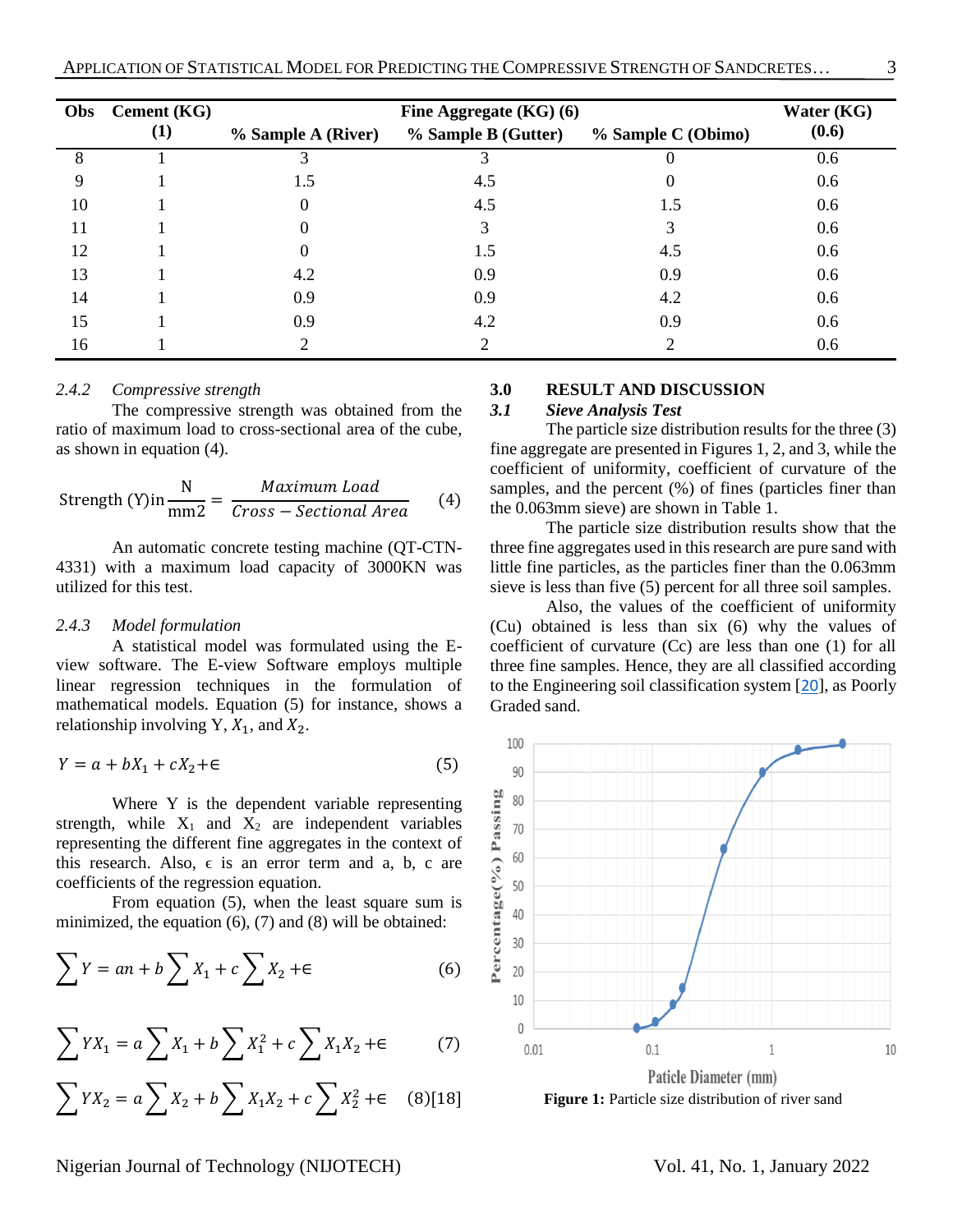| Obs | Cement (KG) (1) | Fine Aggregate (KG) (6) | | | Water (KG) (0.6) |
|---|---|---|---|---|---|
| | | % Sample A (River) | % Sample B (Gutter) | % Sample C (Obimo) | |
| 8 | 1 | 3 | 3 | 0 | 0.6 |
| 9 | 1 | 1.5 | 4.5 | 0 | 0.6 |
| 10 | 1 | 0 | 4.5 | 1.5 | 0.6 |
| 11 | 1 | 0 | 3 | 3 | 0.6 |
| 12 | 1 | 0 | 1.5 | 4.5 | 0.6 |
| 13 | 1 | 4.2 | 0.9 | 0.9 | 0.6 |
| 14 | 1 | 0.9 | 0.9 | 4.2 | 0.6 |
| 15 | 1 | 0.9 | 4.2 | 0.9 | 0.6 |
| 16 | 1 | 2 | 2 | 2 | 0.6 |

### *2.4.2 Compressive strength*

The compressive strength was obtained from the ratio of maximum load to cross-sectional area of the cube, as shown in equation (4).

$$\text{Strength (Y)in}\frac{\text{N}}{\text{mm2}} = \frac{Maximum\ Load}{Cross - Sectional\ Area} \quad (4)$$

An automatic concrete testing machine (QT-CTN-4331) with a maximum load capacity of 3000KN was utilized for this test.

### *2.4.3 Model formulation*

A statistical model was formulated using the E-view software. The E-view Software employs multiple linear regression techniques in the formulation of mathematical models. Equation (5) for instance, shows a relationship involving Y, $X_1$, and $X_2$.

$$Y = a + bX_1 + cX_2 + \in \quad (5)$$

Where Y is the dependent variable representing strength, while $X_1$ and $X_2$ are independent variables representing the different fine aggregates in the context of this research. Also, $\epsilon$ is an error term and a, b, c are coefficients of the regression equation.

From equation (5), when the least square sum is minimized, the equation (6), (7) and (8) will be obtained:

$$\sum Y = an + b\sum X_1 + c\sum X_2 + \in \quad (6)$$

$$\sum YX_1 = a\sum X_1 + b\sum X_1^2 + c\sum X_1X_2 + \in \quad (7)$$

$$\sum YX_2 = a\sum X_2 + b\sum X_1X_2 + c\sum X_2^2 + \in \quad (8)[18]$$

## 3.0 RESULT AND DISCUSSION

### *3.1 Sieve Analysis Test*

The particle size distribution results for the three (3) fine aggregate are presented in Figures 1, 2, and 3, while the coefficient of uniformity, coefficient of curvature of the samples, and the percent (%) of fines (particles finer than the 0.063mm sieve) are shown in Table 1.

The particle size distribution results show that the three fine aggregates used in this research are pure sand with little fine particles, as the particles finer than the 0.063mm sieve is less than five (5) percent for all three soil samples.

Also, the values of the coefficient of uniformity (Cu) obtained is less than six (6) why the values of coefficient of curvature (Cc) are less than one (1) for all three fine samples. Hence, they are all classified according to the Engineering soil classification system [20], as Poorly Graded sand.

**Figure 1:** Particle size distribution of river sand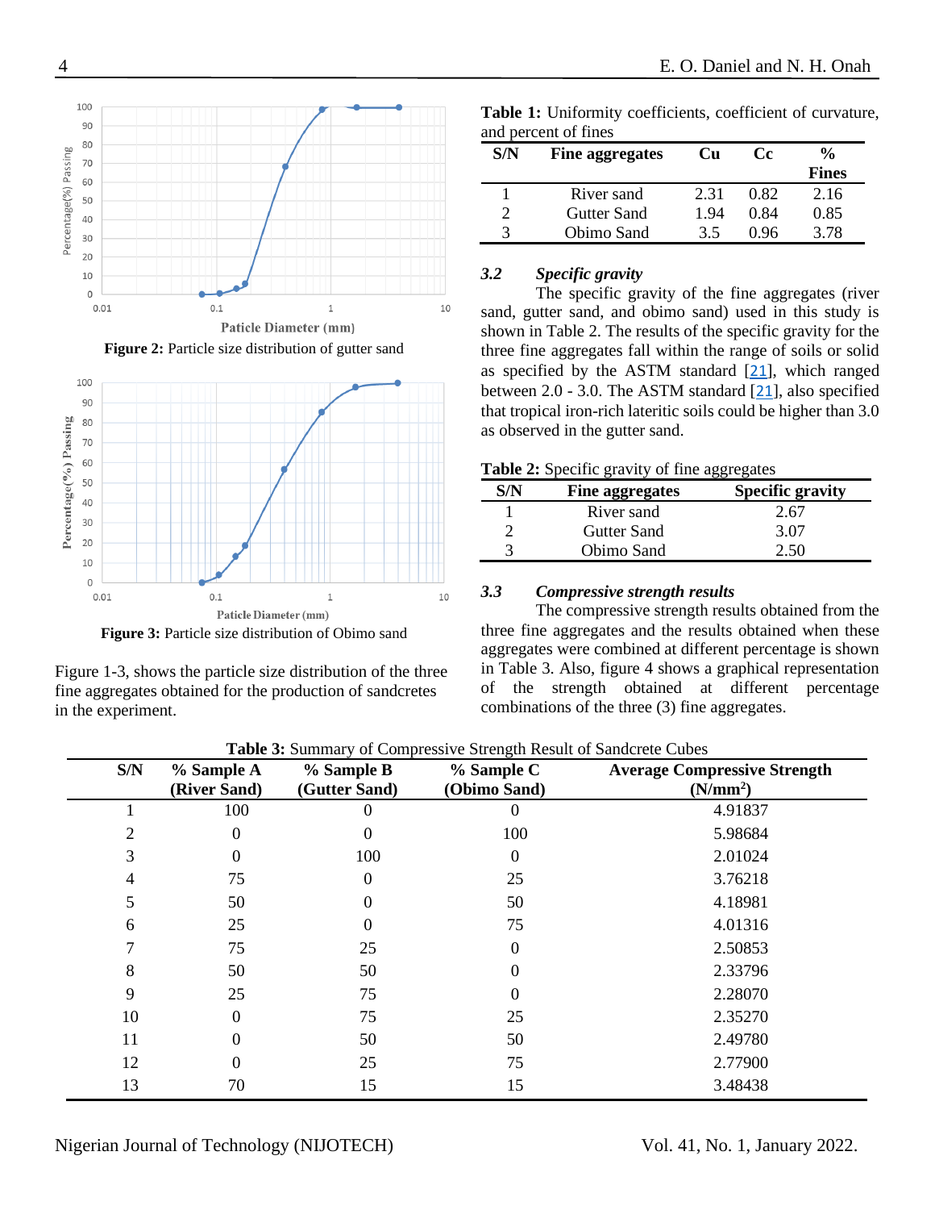Figure 2: Particle size distribution of gutter sand

Figure 3: Particle size distribution of Obimo sand

Figure 1-3, shows the particle size distribution of the three fine aggregates obtained for the production of sandcretes in the experiment.

**Table 1:** Uniformity coefficients, coefficient of curvature, and percent of fines

| S/N | Fine aggregates | Cu | Cc | % Fines |
|---|---|---|---|---|
| 1 | River sand | 2.31 | 0.82 | 2.16 |
| 2 | Gutter Sand | 1.94 | 0.84 | 0.85 |
| 3 | Obimo Sand | 3.5 | 0.96 | 3.78 |

### *3.2 Specific gravity*

The specific gravity of the fine aggregates (river sand, gutter sand, and obimo sand) used in this study is shown in Table 2. The results of the specific gravity for the three fine aggregates fall within the range of soils or solid as specified by the ASTM standard [21], which ranged between 2.0 - 3.0. The ASTM standard [21], also specified that tropical iron-rich lateritic soils could be higher than 3.0 as observed in the gutter sand.

**Table 2:** Specific gravity of fine aggregates

| S/N | Fine aggregates | Specific gravity |
|---|---|---|
| 1 | River sand | 2.67 |
| 2 | Gutter Sand | 3.07 |
| 3 | Obimo Sand | 2.50 |

### *3.3 Compressive strength results*

The compressive strength results obtained from the three fine aggregates and the results obtained when these aggregates were combined at different percentage is shown in Table 3. Also, figure 4 shows a graphical representation of the strength obtained at different percentage combinations of the three (3) fine aggregates.

**Table 3:** Summary of Compressive Strength Result of Sandcrete Cubes

| S/N | % Sample A (River Sand) | % Sample B (Gutter Sand) | % Sample C (Obimo Sand) | Average Compressive Strength ($N/mm^2$) |
|---|---|---|---|---|
| 1 | 100 | 0 | 0 | 4.91837 |
| 2 | 0 | 0 | 100 | 5.98684 |
| 3 | 0 | 100 | 0 | 2.01024 |
| 4 | 75 | 0 | 25 | 3.76218 |
| 5 | 50 | 0 | 50 | 4.18981 |
| 6 | 25 | 0 | 75 | 4.01316 |
| 7 | 75 | 25 | 0 | 2.50853 |
| 8 | 50 | 50 | 0 | 2.33796 |
| 9 | 25 | 75 | 0 | 2.28070 |
| 10 | 0 | 75 | 25 | 2.35270 |
| 11 | 0 | 50 | 50 | 2.49780 |
| 12 | 0 | 25 | 75 | 2.77900 |
| 13 | 70 | 15 | 15 | 3.48438 |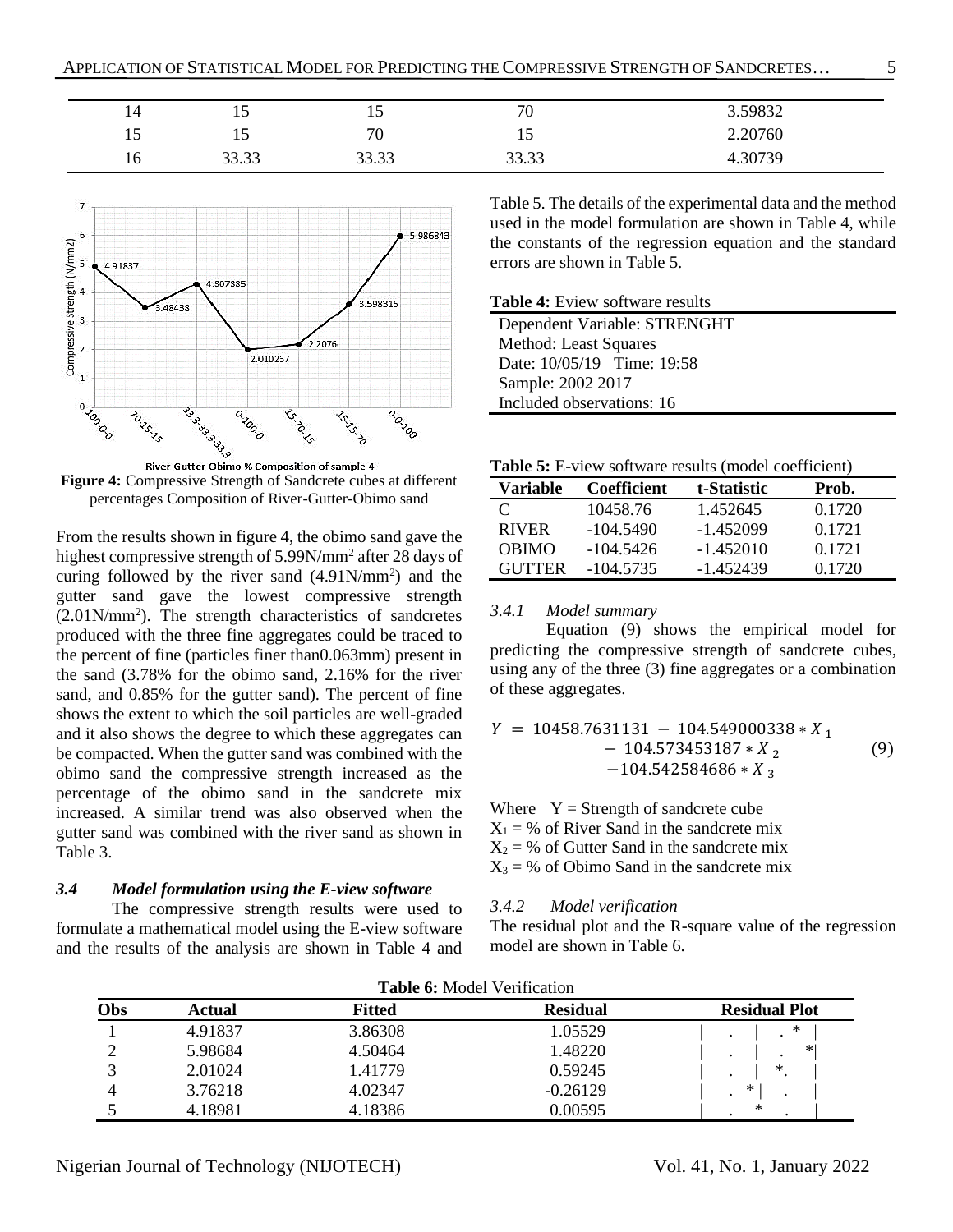| 14 | 15 | 15 | 70 | 3.59832 |
|---|---|---|---|---|
| 15 | 15 | 70 | 15 | 2.20760 |
| 16 | 33.33 | 33.33 | 33.33 | 4.30739 |

**Figure 4:** Compressive Strength of Sandcrete cubes at different percentages Composition of River-Gutter-Obimo sand

From the results shown in figure 4, the obimo sand gave the highest compressive strength of 5.99N/mm$^2$ after 28 days of curing followed by the river sand (4.91N/mm$^2$) and the gutter sand gave the lowest compressive strength (2.01N/mm$^2$). The strength characteristics of sandcretes produced with the three fine aggregates could be traced to the percent of fine (particles finer than0.063mm) present in the sand (3.78% for the obimo sand, 2.16% for the river sand, and 0.85% for the gutter sand). The percent of fine shows the extent to which the soil particles are well-graded and it also shows the degree to which these aggregates can be compacted. When the gutter sand was combined with the obimo sand the compressive strength increased as the percentage of the obimo sand in the sandcrete mix increased. A similar trend was also observed when the gutter sand was combined with the river sand as shown in Table 3.

### *3.4 Model formulation using the E-view software*

The compressive strength results were used to formulate a mathematical model using the E-view software and the results of the analysis are shown in Table 4 and Table 5. The details of the experimental data and the method used in the model formulation are shown in Table 4, while the constants of the regression equation and the standard errors are shown in Table 5.

**Table 4:** Eview software results

| Dependent Variable: STRENGHT |
|---|
| Method: Least Squares |
| Date: 10/05/19 Time: 19:58 |
| Sample: 2002 2017 |
| Included observations: 16 |

**Table 5:** E-view software results (model coefficient)

| Variable | Coefficient | t-Statistic | Prob. |
|---|---|---|---|
| C | 10458.76 | 1.452645 | 0.1720 |
| RIVER | −104.5490 | -1.452099 | 0.1721 |
| OBIMO | -104.5426 | -1.452010 | 0.1721 |
| GUTTER | -104.5735 | -1.452439 | 0.1720 |

#### *3.4.1 Model summary*

Equation (9) shows the empirical model for predicting the compressive strength of sandcrete cubes, using any of the three (3) fine aggregates or a combination of these aggregates.

$$Y = 10458.7631131 - 104.549000338 * X_1 - 104.573453187 * X_2 - 104.542584686 * X_3 \quad (9)$$

Where $Y$ = Strength of sandcrete cube
$X_1$ = % of River Sand in the sandcrete mix
$X_2$ = % of Gutter Sand in the sandcrete mix
$X_3$ = % of Obimo Sand in the sandcrete mix

#### *3.4.2 Model verification*

The residual plot and the R-square value of the regression model are shown in Table 6.

**Table 6:** Model Verification

| Obs | Actual | Fitted | Residual | Residual Plot |
|---|---|---|---|---|
| 1 | 4.91837 | 3.86308 | 1.05529 | \| . \| . * \| |
| 2 | 5.98684 | 4.50464 | 1.48220 | \| . \| . *\| |
| 3 | 2.01024 | 1.41779 | 0.59245 | \| . \| *. \| |
| 4 | 3.76218 | 4.02347 | -0.26129 | \| . *\| . \| |
| 5 | 4.18981 | 4.18386 | 0.00595 | \| . * . \| |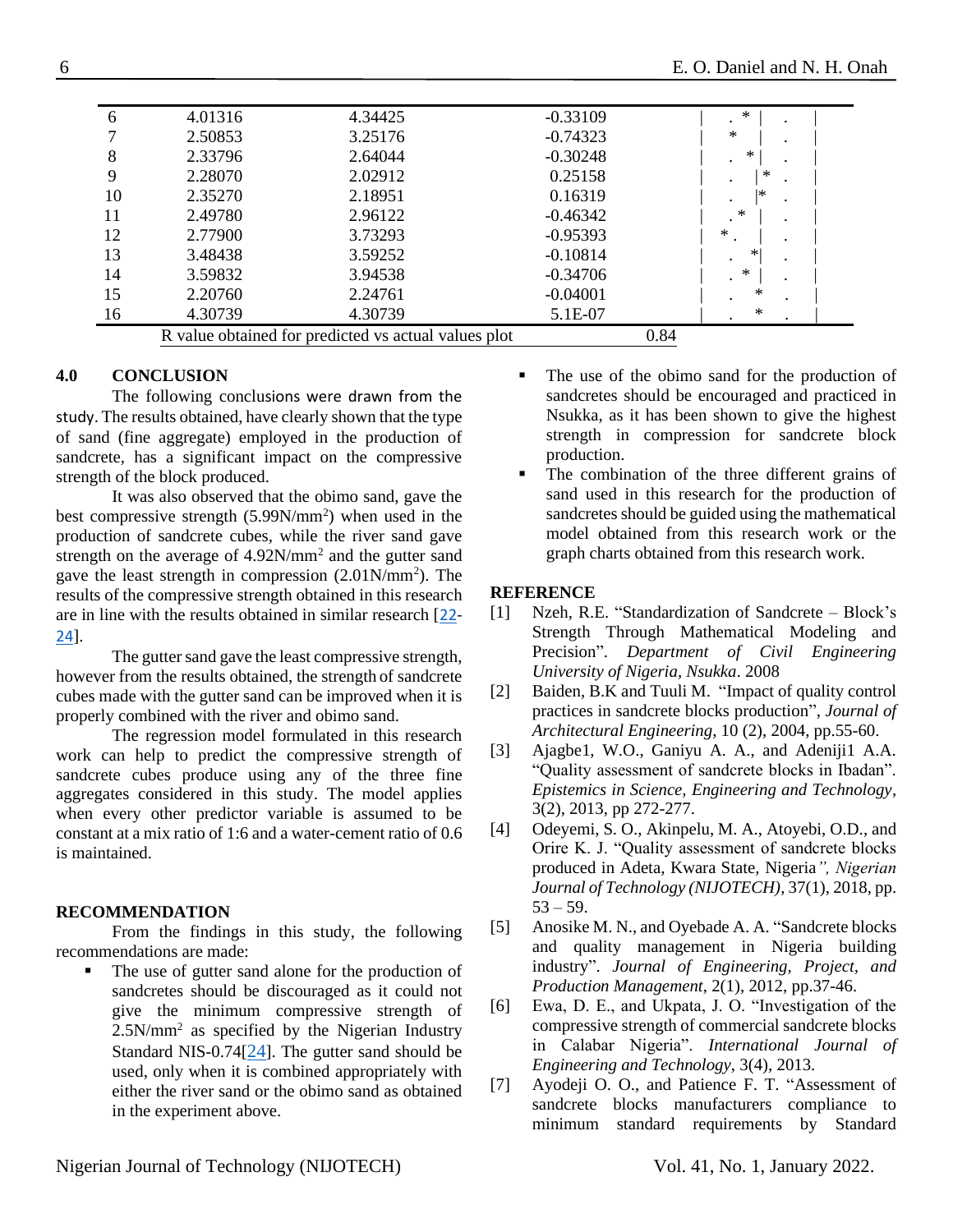| | | | | |
|---|---|---|---|---|
| 6 | 4.01316 | 4.34425 | -0.33109 | \| . * \| . \| |
| 7 | 2.50853 | 3.25176 | -0.74323 | \| * \| . \| |
| 8 | 2.33796 | 2.64044 | -0.30248 | \| . *\| . \| |
| 9 | 2.28070 | 2.02912 | 0.25158 | \| . \|* . \| |
| 10 | 2.35270 | 2.18951 | 0.16319 | \| . \|* . \| |
| 11 | 2.49780 | 2.96122 | -0.46342 | \| .* \| . \| |
| 12 | 2.77900 | 3.73293 | -0.95393 | \| * . \| . \| |
| 13 | 3.48438 | 3.59252 | -0.10814 | \| . *\| . \| |
| 14 | 3.59832 | 3.94538 | -0.34706 | \| . * \| . \| |
| 15 | 2.20760 | 2.24761 | -0.04001 | \| . * . \| |
| 16 | 4.30739 | 4.30739 | 5.1E-07 | \| . * . \| |
| | R value obtained for predicted vs actual values plot | | 0.84 | |

## 4.0 CONCLUSION

The following conclusions were drawn from the study. The results obtained, have clearly shown that the type of sand (fine aggregate) employed in the production of sandcrete, has a significant impact on the compressive strength of the block produced.

It was also observed that the obimo sand, gave the best compressive strength (5.99N/mm$^2$) when used in the production of sandcrete cubes, while the river sand gave strength on the average of 4.92N/mm$^2$ and the gutter sand gave the least strength in compression (2.01N/mm$^2$). The results of the compressive strength obtained in this research are in line with the results obtained in similar research [22-24].

The gutter sand gave the least compressive strength, however from the results obtained, the strength of sandcrete cubes made with the gutter sand can be improved when it is properly combined with the river and obimo sand.

The regression model formulated in this research work can help to predict the compressive strength of sandcrete cubes produce using any of the three fine aggregates considered in this study. The model applies when every other predictor variable is assumed to be constant at a mix ratio of 1:6 and a water-cement ratio of 0.6 is maintained.

## RECOMMENDATION

From the findings in this study, the following recommendations are made:

- The use of gutter sand alone for the production of sandcretes should be discouraged as it could not give the minimum compressive strength of 2.5N/mm$^2$ as specified by the Nigerian Industry Standard NIS-0.74[24]. The gutter sand should be used, only when it is combined appropriately with either the river sand or the obimo sand as obtained in the experiment above.
- The use of the obimo sand for the production of sandcretes should be encouraged and practiced in Nsukka, as it has been shown to give the highest strength in compression for sandcrete block production.
- The combination of the three different grains of sand used in this research for the production of sandcretes should be guided using the mathematical model obtained from this research work or the graph charts obtained from this research work.

## REFERENCE

[1] Nzeh, R.E. "Standardization of Sandcrete – Block's Strength Through Mathematical Modeling and Precision". *Department of Civil Engineering University of Nigeria, Nsukka*. 2008

[2] Baiden, B.K and Tuuli M. "Impact of quality control practices in sandcrete blocks production", *Journal of Architectural Engineering*, 10 (2), 2004, pp.55-60.

[3] Ajagbe1, W.O., Ganiyu A. A., and Adeniji1 A.A. "Quality assessment of sandcrete blocks in Ibadan". *Epistemics in Science, Engineering and Technology*, 3(2), 2013, pp 272-277.

[4] Odeyemi, S. O., Akinpelu, M. A., Atoyebi, O.D., and Orire K. J. "Quality assessment of sandcrete blocks produced in Adeta, Kwara State, Nigeria*", Nigerian Journal of Technology (NIJOTECH)*, 37(1), 2018, pp. 53 – 59.

[5] Anosike M. N., and Oyebade A. A. "Sandcrete blocks and quality management in Nigeria building industry". *Journal of Engineering, Project, and Production Management*, 2(1), 2012, pp.37-46.

[6] Ewa, D. E., and Ukpata, J. O. "Investigation of the compressive strength of commercial sandcrete blocks in Calabar Nigeria". *International Journal of Engineering and Technology*, 3(4), 2013.

[7] Ayodeji O. O., and Patience F. T. "Assessment of sandcrete blocks manufacturers compliance to minimum standard requirements by Standard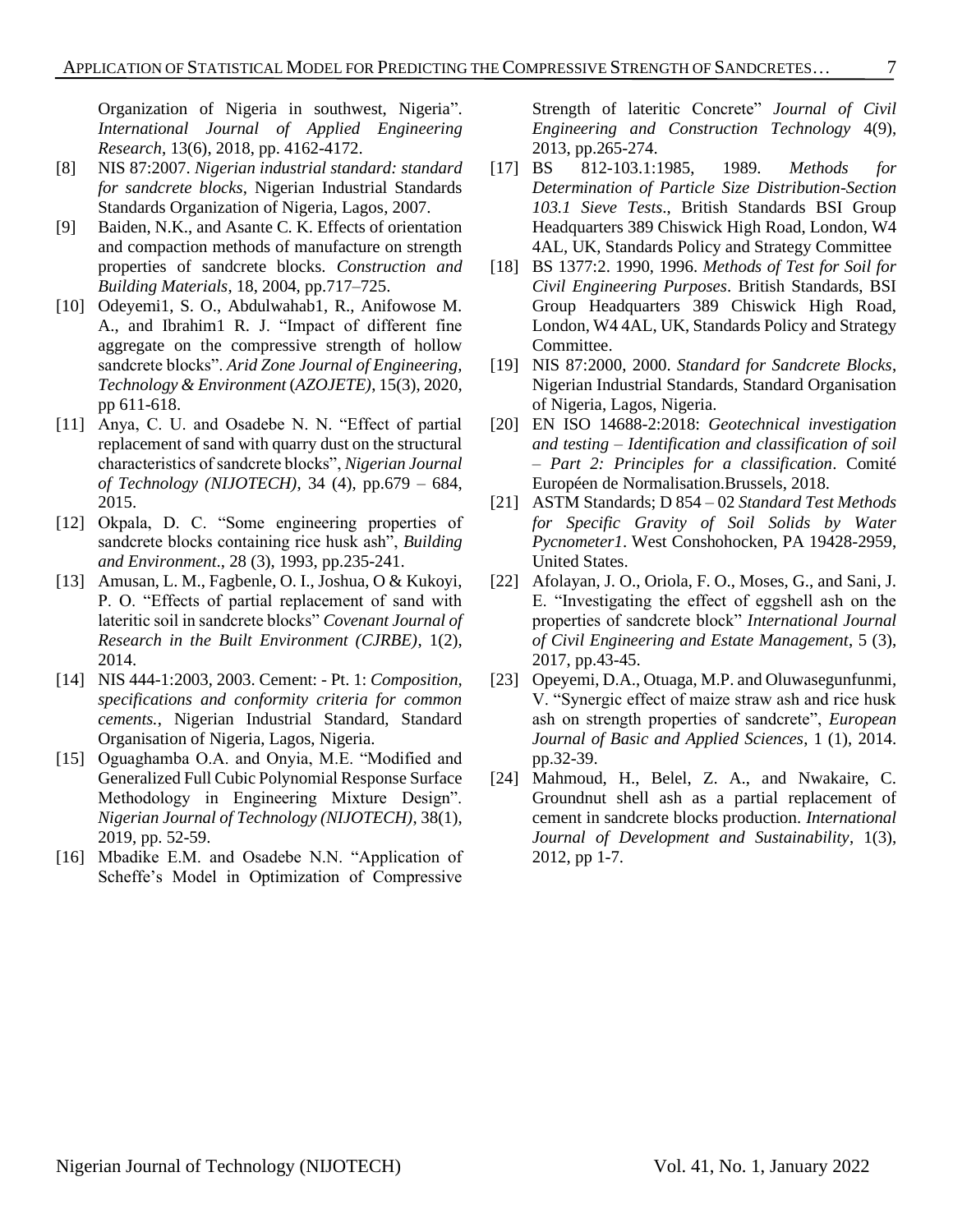Organization of Nigeria in southwest, Nigeria". *International Journal of Applied Engineering Research*, 13(6), 2018, pp. 4162-4172.

[8] NIS 87:2007. *Nigerian industrial standard: standard for sandcrete blocks*, Nigerian Industrial Standards Standards Organization of Nigeria, Lagos, 2007.

[9] Baiden, N.K., and Asante C. K. Effects of orientation and compaction methods of manufacture on strength properties of sandcrete blocks. *Construction and Building Materials*, 18, 2004, pp.717–725.

[10] Odeyemi1, S. O., Abdulwahab1, R., Anifowose M. A., and Ibrahim1 R. J. "Impact of different fine aggregate on the compressive strength of hollow sandcrete blocks". *Arid Zone Journal of Engineering, Technology & Environment* (*AZOJETE),* 15(3), 2020, pp 611-618.

[11] Anya, C. U. and Osadebe N. N. "Effect of partial replacement of sand with quarry dust on the structural characteristics of sandcrete blocks", *Nigerian Journal of Technology (NIJOTECH),* 34 (4), pp.679 – 684, 2015.

[12] Okpala, D. C. "Some engineering properties of sandcrete blocks containing rice husk ash", *Building and Environment*., 28 (3), 1993, pp.235-241.

[13] Amusan, L. M., Fagbenle, O. I., Joshua, O & Kukoyi, P. O. "Effects of partial replacement of sand with lateritic soil in sandcrete blocks" *Covenant Journal of Research in the Built Environment (CJRBE)*, 1(2), 2014.

[14] NIS 444-1:2003, 2003. Cement: - Pt. 1: *Composition, specifications and conformity criteria for common cements.*, Nigerian Industrial Standard, Standard Organisation of Nigeria, Lagos, Nigeria.

[15] Oguaghamba O.A. and Onyia, M.E. "Modified and Generalized Full Cubic Polynomial Response Surface Methodology in Engineering Mixture Design". *Nigerian Journal of Technology (NIJOTECH)*, 38(1), 2019, pp. 52-59.

[16] Mbadike E.M. and Osadebe N.N. "Application of Scheffe's Model in Optimization of Compressive Strength of lateritic Concrete" *Journal of Civil Engineering and Construction Technology* 4(9), 2013, pp.265-274.

[17] BS 812-103.1:1985, 1989. *Methods for Determination of Particle Size Distribution-Section 103.1 Sieve Tests*., British Standards BSI Group Headquarters 389 Chiswick High Road, London, W4 4AL, UK, Standards Policy and Strategy Committee

[18] BS 1377:2. 1990, 1996. *Methods of Test for Soil for Civil Engineering Purposes*. British Standards, BSI Group Headquarters 389 Chiswick High Road, London, W4 4AL, UK, Standards Policy and Strategy Committee.

[19] NIS 87:2000, 2000. *Standard for Sandcrete Blocks*, Nigerian Industrial Standards, Standard Organisation of Nigeria, Lagos, Nigeria.

[20] EN ISO 14688-2:2018: *Geotechnical investigation and testing – Identification and classification of soil – Part 2: Principles for a classification*. Comité Européen de Normalisation.Brussels, 2018.

[21] ASTM Standards; D 854 – 02 *Standard Test Methods for Specific Gravity of Soil Solids by Water Pycnometer1*. West Conshohocken, PA 19428-2959, United States.

[22] Afolayan, J. O., Oriola, F. O., Moses, G., and Sani, J. E. "Investigating the effect of eggshell ash on the properties of sandcrete block" *International Journal of Civil Engineering and Estate Management*, 5 (3), 2017, pp.43-45.

[23] Opeyemi, D.A., Otuaga, M.P. and Oluwasegunfunmi, V. "Synergic effect of maize straw ash and rice husk ash on strength properties of sandcrete", *European Journal of Basic and Applied Sciences*, 1 (1), 2014. pp.32-39.

[24] Mahmoud, H., Belel, Z. A., and Nwakaire, C. Groundnut shell ash as a partial replacement of cement in sandcrete blocks production. *International Journal of Development and Sustainability*, 1(3), 2012, pp 1-7.